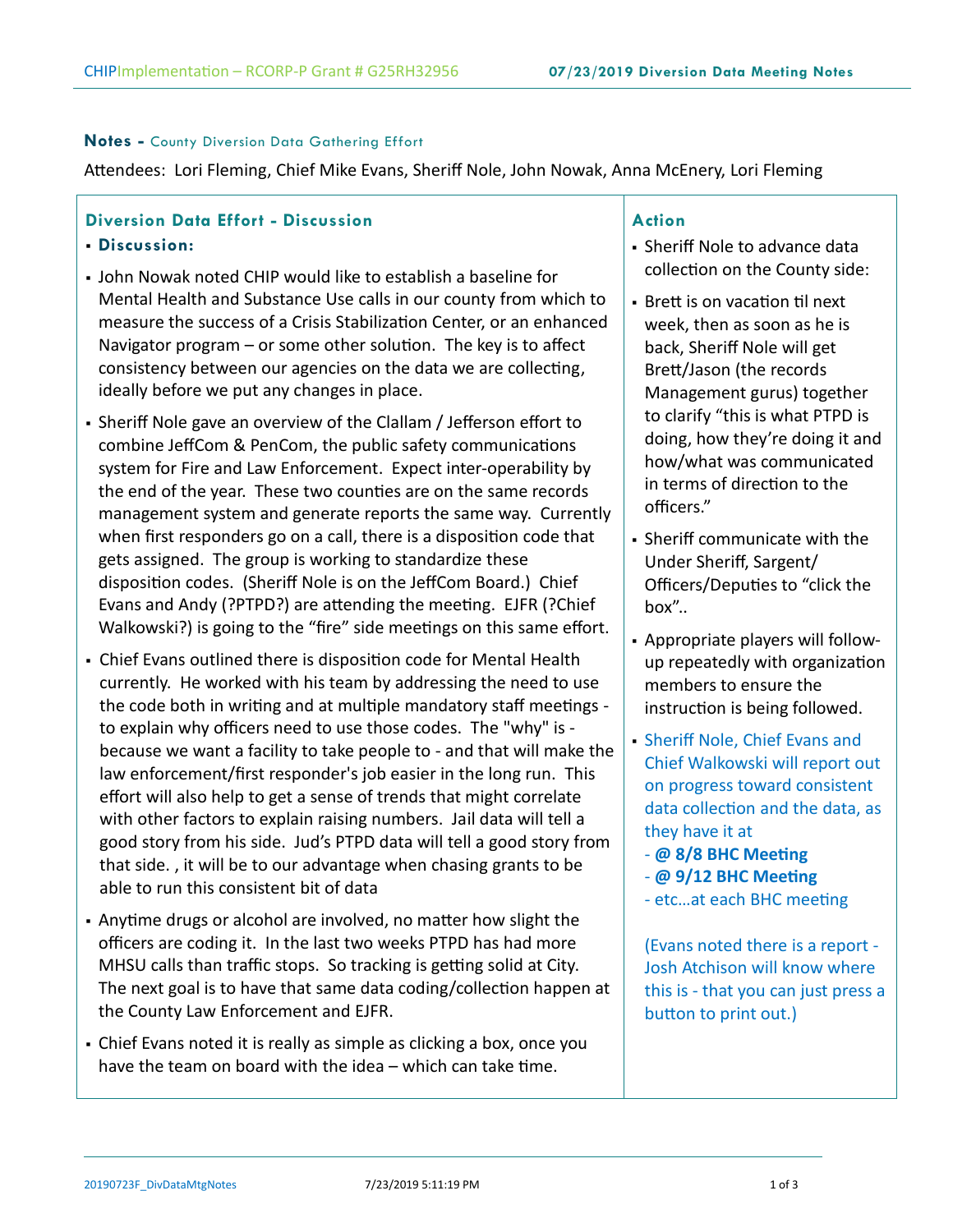**Notes -** County Diversion Data Gathering Effort

Attendees: Lori Fleming, Chief Mike Evans, Sheriff Nole, John Nowak, Anna McEnery, Lori Fleming

## Diversion Data Effort - Discussion

- **Discussion:**
- John Nowak noted CHIP would like to establish a baseline for Mental Health and Substance Use calls in our county from which to measure the success of a Crisis Stabilization Center, or an enhanced Navigator program – or some other solution. The key is to affect consistency between our agencies on the data we are collecting, ideally before we put any changes in place.
- Sheriff Nole gave an overview of the Clallam / Jefferson effort to combine JeffCom & PenCom, the public safety communications system for Fire and Law Enforcement. Expect inter-operability by the end of the year. These two counties are on the same records management system and generate reports the same way. Currently when first responders go on a call, there is a disposition code that gets assigned. The group is working to standardize these disposition codes. (Sheriff Nole is on the JeffCom Board.) Chief Evans and Andy (?PTPD?) are attending the meeting. EJFR (?Chief Walkowski?) is going to the "fire" side meetings on this same effort.
- Chief Evans outlined there is disposition code for Mental Health currently. He worked with his team by addressing the need to use the code both in writing and at multiple mandatory staff meetings - to explain why officers need to use those codes. The "why" is - because we want a facility to take people to - and that will make the law enforcement/first responder's job easier in the long run. This effort will also help to get a sense of trends that might correlate with other factors to explain raising numbers. Jail data will tell a good story from his side. Jud's PTPD data will tell a good story from that side. , it will be to our advantage when chasing grants to be able to run this consistent bit of data
- Anytime drugs or alcohol are involved, no matter how slight the officers are coding it. In the last two weeks PTPD has had more MHSU calls than traffic stops. So tracking is getting solid at City. The next goal is to have that same data coding/collection happen at the County Law Enforcement and EJFR.
- Chief Evans noted it is really as simple as clicking a box, once you have the team on board with the idea – which can take time.

## Action

- Sheriff Nole to advance data collection on the County side:
- Brett is on vacation til next week, then as soon as he is back, Sheriff Nole will get Brett/Jason (the records Management gurus) together to clarify "this is what PTPD is doing, how they're doing it and how/what was communicated in terms of direction to the officers."
- Sheriff communicate with the Under Sheriff, Sargent/ Officers/Deputies to "click the box"..
- Appropriate players will follow-up repeatedly with organization members to ensure the instruction is being followed.
- Sheriff Nole, Chief Evans and Chief Walkowski will report out on progress toward consistent data collection and the data, as they have it at
  - **@ 8/8 BHC Meeting**
  - **@ 9/12 BHC Meeting**
  - etc…at each BHC meeting

(Evans noted there is a report - Josh Atchison will know where this is - that you can just press a button to print out.)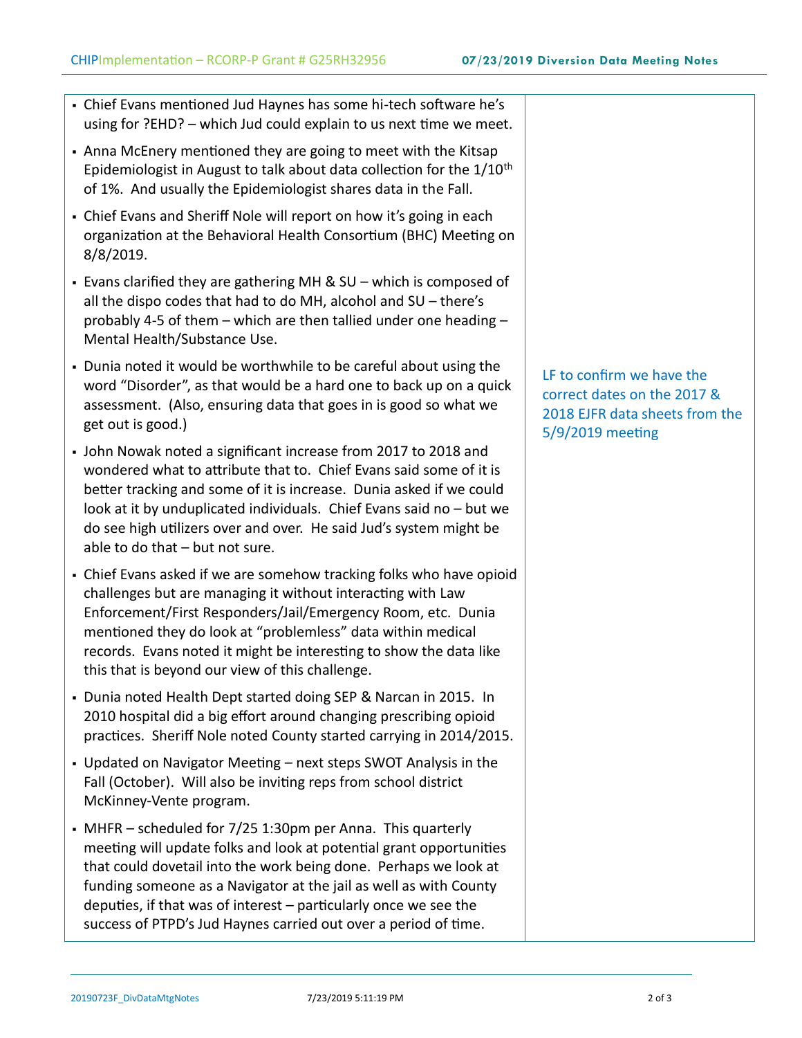| | |
|---|---|
| - Chief Evans mentioned Jud Haynes has some hi-tech software he's using for ?EHD? – which Jud could explain to us next time we meet.<br>- Anna McEnery mentioned they are going to meet with the Kitsap Epidemiologist in August to talk about data collection for the 1/10th of 1%. And usually the Epidemiologist shares data in the Fall.<br>- Chief Evans and Sheriff Nole will report on how it's going in each organization at the Behavioral Health Consortium (BHC) Meeting on 8/8/2019.<br>- Evans clarified they are gathering MH & SU – which is composed of all the dispo codes that had to do MH, alcohol and SU – there's probably 4-5 of them – which are then tallied under one heading – Mental Health/Substance Use.<br>- Dunia noted it would be worthwhile to be careful about using the word "Disorder", as that would be a hard one to back up on a quick assessment. (Also, ensuring data that goes in is good so what we get out is good.)<br>- John Nowak noted a significant increase from 2017 to 2018 and wondered what to attribute that to. Chief Evans said some of it is better tracking and some of it is increase. Dunia asked if we could look at it by unduplicated individuals. Chief Evans said no – but we do see high utilizers over and over. He said Jud's system might be able to do that – but not sure.<br>- Chief Evans asked if we are somehow tracking folks who have opioid challenges but are managing it without interacting with Law Enforcement/First Responders/Jail/Emergency Room, etc. Dunia mentioned they do look at "problemless" data within medical records. Evans noted it might be interesting to show the data like this that is beyond our view of this challenge.<br>- Dunia noted Health Dept started doing SEP & Narcan in 2015. In 2010 hospital did a big effort around changing prescribing opioid practices. Sheriff Nole noted County started carrying in 2014/2015.<br>- Updated on Navigator Meeting – next steps SWOT Analysis in the Fall (October). Will also be inviting reps from school district McKinney-Vente program.<br>- MHFR – scheduled for 7/25 1:30pm per Anna. This quarterly meeting will update folks and look at potential grant opportunities that could dovetail into the work being done. Perhaps we look at funding someone as a Navigator at the jail as well as with County deputies, if that was of interest – particularly once we see the success of PTPD's Jud Haynes carried out over a period of time. | LF to confirm we have the correct dates on the 2017 & 2018 EJFR data sheets from the 5/9/2019 meeting |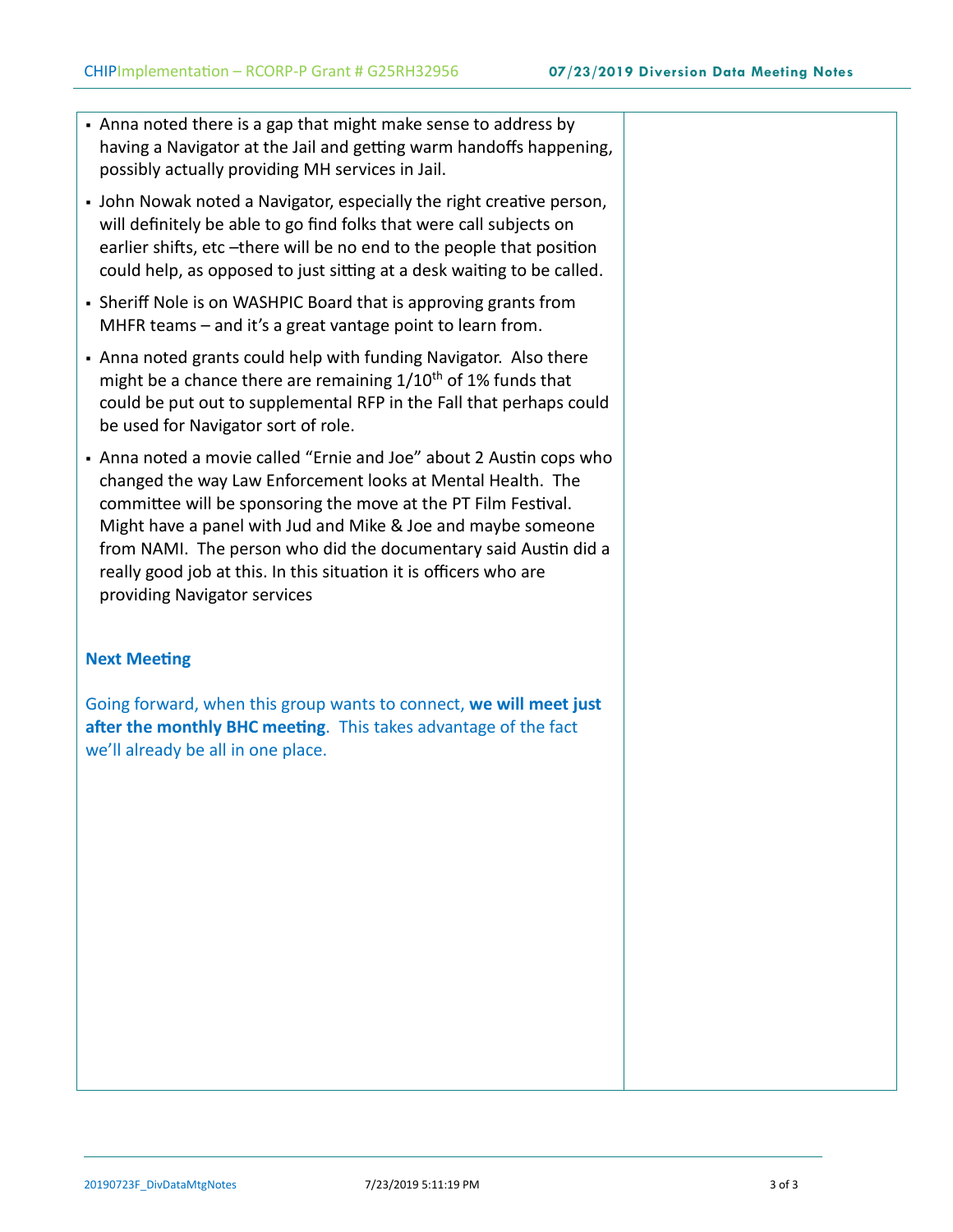- Anna noted there is a gap that might make sense to address by having a Navigator at the Jail and getting warm handoffs happening, possibly actually providing MH services in Jail.
- John Nowak noted a Navigator, especially the right creative person, will definitely be able to go find folks that were call subjects on earlier shifts, etc –there will be no end to the people that position could help, as opposed to just sitting at a desk waiting to be called.
- Sheriff Nole is on WASHPIC Board that is approving grants from MHFR teams – and it's a great vantage point to learn from.
- Anna noted grants could help with funding Navigator. Also there might be a chance there are remaining $1/10^{th}$ of 1% funds that could be put out to supplemental RFP in the Fall that perhaps could be used for Navigator sort of role.
- Anna noted a movie called "Ernie and Joe" about 2 Austin cops who changed the way Law Enforcement looks at Mental Health. The committee will be sponsoring the move at the PT Film Festival. Might have a panel with Jud and Mike & Joe and maybe someone from NAMI. The person who did the documentary said Austin did a really good job at this. In this situation it is officers who are providing Navigator services

### Next Meeting

Going forward, when this group wants to connect, **we will meet just after the monthly BHC meeting**. This takes advantage of the fact we'll already be all in one place.